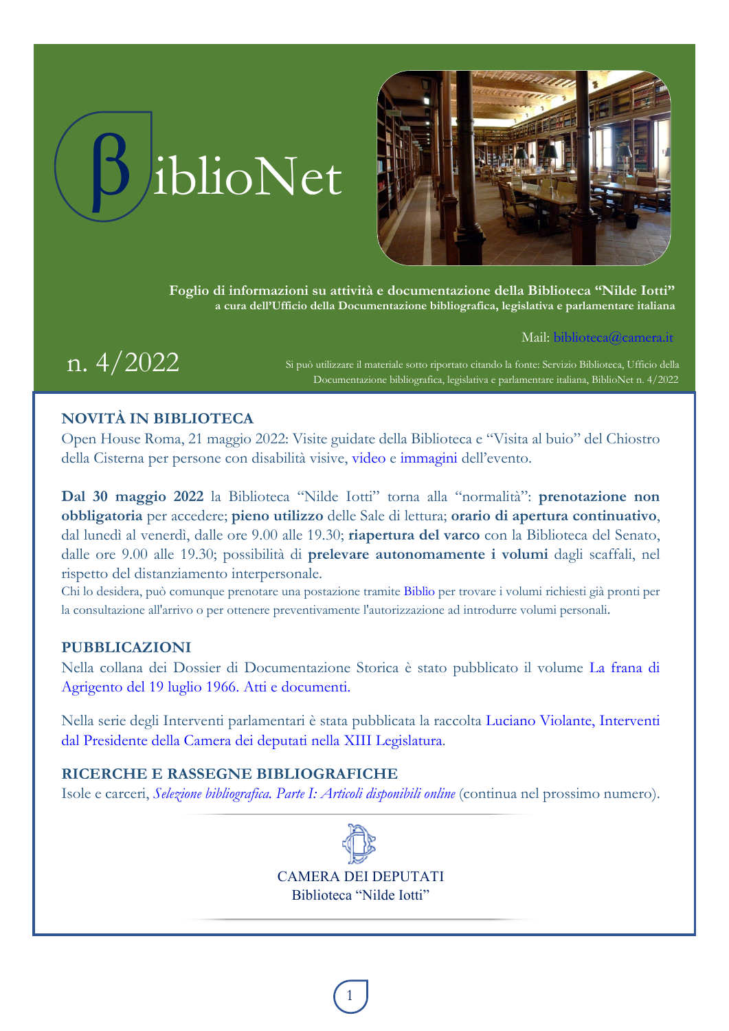# BiblioNet

**Foglio di informazioni su attività e documentazione della Biblioteca "Nilde Iotti"**
**a cura dell'Ufficio della Documentazione bibliografica, legislativa e parlamentare italiana**

Mail: biblioteca@camera.it

n. 4/2022

Si può utilizzare il materiale sotto riportato citando la fonte: Servizio Biblioteca, Ufficio della Documentazione bibliografica, legislativa e parlamentare italiana, BiblioNet n. 4/2022

## NOVITÀ IN BIBLIOTECA

Open House Roma, 21 maggio 2022: Visite guidate della Biblioteca e "Visita al buio" del Chiostro della Cisterna per persone con disabilità visive, video e immagini dell'evento.

**Dal 30 maggio 2022** la Biblioteca "Nilde Iotti" torna alla "normalità": **prenotazione non obbligatoria** per accedere; **pieno utilizzo** delle Sale di lettura; **orario di apertura continuativo**, dal lunedì al venerdì, dalle ore 9.00 alle 19.30; **riapertura del varco** con la Biblioteca del Senato, dalle ore 9.00 alle 19.30; possibilità di **prelevare autonomamente i volumi** dagli scaffali, nel rispetto del distanziamento interpersonale.

Chi lo desidera, può comunque prenotare una postazione tramite Biblio per trovare i volumi richiesti già pronti per la consultazione all'arrivo o per ottenere preventivamente l'autorizzazione ad introdurre volumi personali.

## PUBBLICAZIONI

Nella collana dei Dossier di Documentazione Storica è stato pubblicato il volume La frana di Agrigento del 19 luglio 1966. Atti e documenti.

Nella serie degli Interventi parlamentari è stata pubblicata la raccolta Luciano Violante, Interventi dal Presidente della Camera dei deputati nella XIII Legislatura.

## RICERCHE E RASSEGNE BIBLIOGRAFICHE

Isole e carceri, *Selezione bibliografica. Parte I: Articoli disponibili online* (continua nel prossimo numero).

CAMERA DEI DEPUTATI
Biblioteca "Nilde Iotti"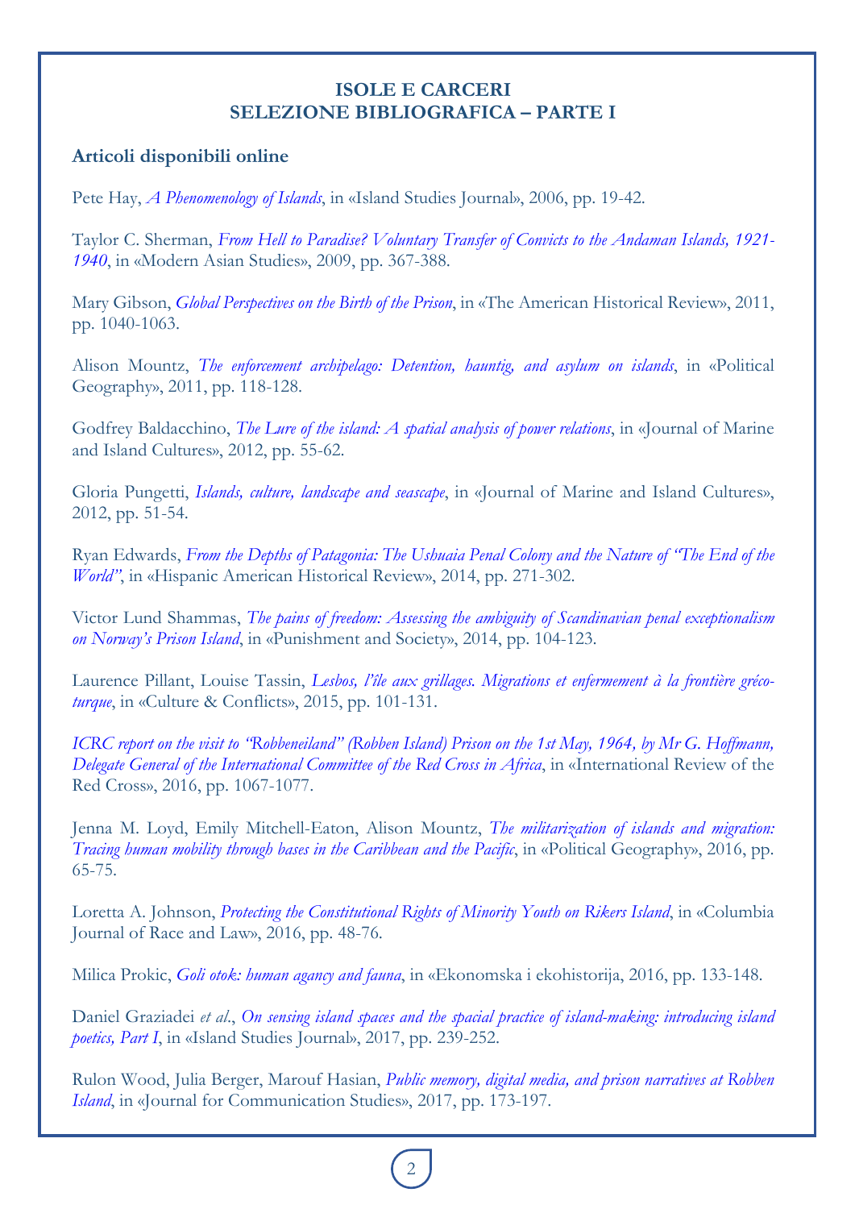## ISOLE E CARCERI
## SELEZIONE BIBLIOGRAFICA – PARTE I

### Articoli disponibili online

Pete Hay, *A Phenomenology of Islands*, in «Island Studies Journal», 2006, pp. 19-42.

Taylor C. Sherman, *From Hell to Paradise? Voluntary Transfer of Convicts to the Andaman Islands, 1921-1940*, in «Modern Asian Studies», 2009, pp. 367-388.

Mary Gibson, *Global Perspectives on the Birth of the Prison*, in «The American Historical Review», 2011, pp. 1040-1063.

Alison Mountz, *The enforcement archipelago: Detention, hauntig, and asylum on islands*, in «Political Geography», 2011, pp. 118-128.

Godfrey Baldacchino, *The Lure of the island: A spatial analysis of power relations*, in «Journal of Marine and Island Cultures», 2012, pp. 55-62.

Gloria Pungetti, *Islands, culture, landscape and seascape*, in «Journal of Marine and Island Cultures», 2012, pp. 51-54.

Ryan Edwards, *From the Depths of Patagonia: The Ushuaia Penal Colony and the Nature of "The End of the World"*, in «Hispanic American Historical Review», 2014, pp. 271-302.

Victor Lund Shammas, *The pains of freedom: Assessing the ambiguity of Scandinavian penal exceptionalism on Norway's Prison Island*, in «Punishment and Society», 2014, pp. 104-123.

Laurence Pillant, Louise Tassin, *Lesbos, l'île aux grillages. Migrations et enfermement à la frontière gréco-turque*, in «Culture & Conflicts», 2015, pp. 101-131.

*ICRC report on the visit to "Robbeneiland" (Robben Island) Prison on the 1st May, 1964, by Mr G. Hoffmann, Delegate General of the International Committee of the Red Cross in Africa*, in «International Review of the Red Cross», 2016, pp. 1067-1077.

Jenna M. Loyd, Emily Mitchell-Eaton, Alison Mountz, *The militarization of islands and migration: Tracing human mobility through bases in the Caribbean and the Pacific*, in «Political Geography», 2016, pp. 65-75.

Loretta A. Johnson, *Protecting the Constitutional Rights of Minority Youth on Rikers Island*, in «Columbia Journal of Race and Law», 2016, pp. 48-76.

Milica Prokic, *Goli otok: human agancy and fauna*, in «Ekonomska i ekohistorija, 2016, pp. 133-148.

Daniel Graziadei *et al.*, *On sensing island spaces and the spacial practice of island-making: introducing island poetics, Part I*, in «Island Studies Journal», 2017, pp. 239-252.

Rulon Wood, Julia Berger, Marouf Hasian, *Public memory, digital media, and prison narratives at Robben Island*, in «Journal for Communication Studies», 2017, pp. 173-197.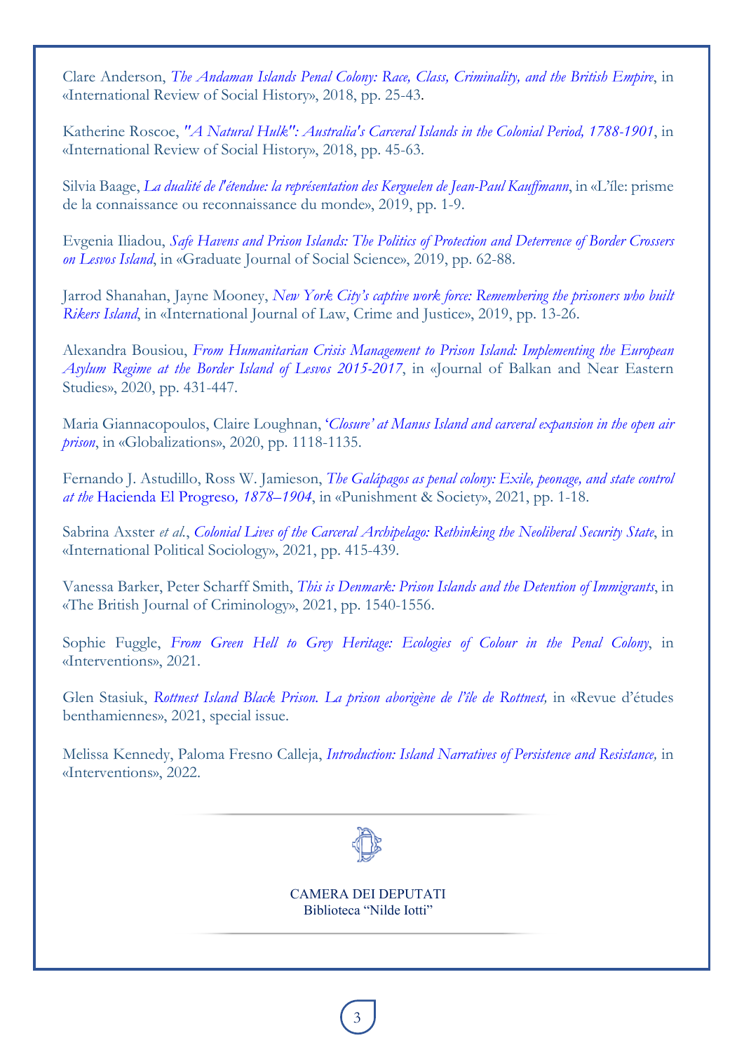Clare Anderson, *The Andaman Islands Penal Colony: Race, Class, Criminality, and the British Empire*, in «International Review of Social History», 2018, pp. 25-43.

Katherine Roscoe, *"A Natural Hulk": Australia's Carceral Islands in the Colonial Period, 1788-1901*, in «International Review of Social History», 2018, pp. 45-63.

Silvia Baage, *La dualité de l'étendue: la représentation des Kerguelen de Jean-Paul Kauffmann*, in «L'île: prisme de la connaissance ou reconnaissance du monde», 2019, pp. 1-9.

Evgenia Iliadou, *Safe Havens and Prison Islands: The Politics of Protection and Deterrence of Border Crossers on Lesvos Island*, in «Graduate Journal of Social Science», 2019, pp. 62-88.

Jarrod Shanahan, Jayne Mooney, *New York City's captive work force: Remembering the prisoners who built Rikers Island*, in «International Journal of Law, Crime and Justice», 2019, pp. 13-26.

Alexandra Bousiou, *From Humanitarian Crisis Management to Prison Island: Implementing the European Asylum Regime at the Border Island of Lesvos 2015-2017*, in «Journal of Balkan and Near Eastern Studies», 2020, pp. 431-447.

Maria Giannacopoulos, Claire Loughnan, *'Closure' at Manus Island and carceral expansion in the open air prison*, in «Globalizations», 2020, pp. 1118-1135.

Fernando J. Astudillo, Ross W. Jamieson, *The Galápagos as penal colony: Exile, peonage, and state control at the* Hacienda El Progreso*, 1878–1904*, in «Punishment & Society», 2021, pp. 1-18.

Sabrina Axster *et al.*, *Colonial Lives of the Carceral Archipelago: Rethinking the Neoliberal Security State*, in «International Political Sociology», 2021, pp. 415-439.

Vanessa Barker, Peter Scharff Smith, *This is Denmark: Prison Islands and the Detention of Immigrants*, in «The British Journal of Criminology», 2021, pp. 1540-1556.

Sophie Fuggle, *From Green Hell to Grey Heritage: Ecologies of Colour in the Penal Colony*, in «Interventions», 2021.

Glen Stasiuk, *Rottnest Island Black Prison. La prison aborigène de l'île de Rottnest,* in «Revue d'études benthamiennes», 2021, special issue.

Melissa Kennedy, Paloma Fresno Calleja, *Introduction: Island Narratives of Persistence and Resistance,* in «Interventions», 2022.

CAMERA DEI DEPUTATI
Biblioteca "Nilde Iotti"